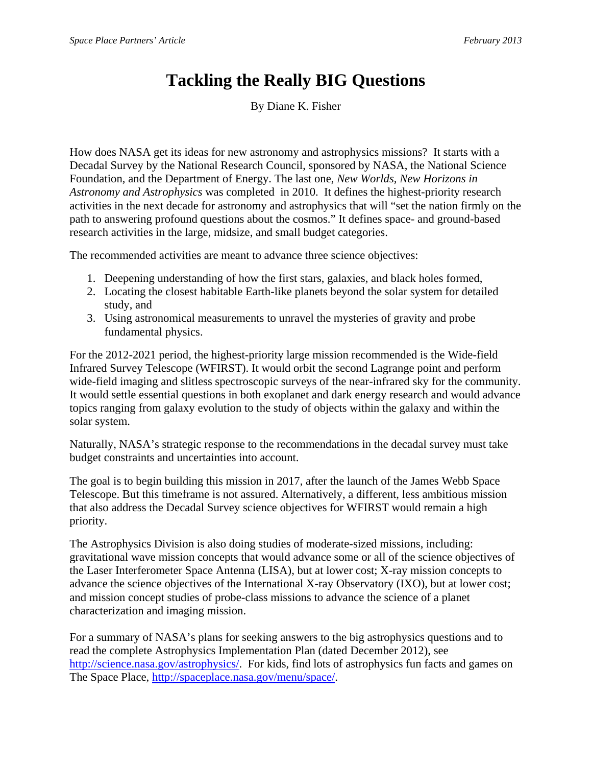# Tackling the Really BIG Questions

By Diane K. Fisher

How does NASA get its ideas for new astronomy and astrophysics missions? It starts with a Decadal Survey by the National Research Council, sponsored by NASA, the National Science Foundation, and the Department of Energy. The last one, *New Worlds, New Horizons in Astronomy and Astrophysics* was completed in 2010. It defines the highest-priority research activities in the next decade for astronomy and astrophysics that will "set the nation firmly on the path to answering profound questions about the cosmos." It defines space- and ground-based research activities in the large, midsize, and small budget categories.

The recommended activities are meant to advance three science objectives:

1. Deepening understanding of how the first stars, galaxies, and black holes formed,
2. Locating the closest habitable Earth-like planets beyond the solar system for detailed study, and
3. Using astronomical measurements to unravel the mysteries of gravity and probe fundamental physics.

For the 2012-2021 period, the highest-priority large mission recommended is the Wide-field Infrared Survey Telescope (WFIRST). It would orbit the second Lagrange point and perform wide-field imaging and slitless spectroscopic surveys of the near-infrared sky for the community. It would settle essential questions in both exoplanet and dark energy research and would advance topics ranging from galaxy evolution to the study of objects within the galaxy and within the solar system.

Naturally, NASA's strategic response to the recommendations in the decadal survey must take budget constraints and uncertainties into account.

The goal is to begin building this mission in 2017, after the launch of the James Webb Space Telescope. But this timeframe is not assured. Alternatively, a different, less ambitious mission that also address the Decadal Survey science objectives for WFIRST would remain a high priority.

The Astrophysics Division is also doing studies of moderate-sized missions, including: gravitational wave mission concepts that would advance some or all of the science objectives of the Laser Interferometer Space Antenna (LISA), but at lower cost; X-ray mission concepts to advance the science objectives of the International X-ray Observatory (IXO), but at lower cost; and mission concept studies of probe-class missions to advance the science of a planet characterization and imaging mission.

For a summary of NASA's plans for seeking answers to the big astrophysics questions and to read the complete Astrophysics Implementation Plan (dated December 2012), see http://science.nasa.gov/astrophysics/. For kids, find lots of astrophysics fun facts and games on The Space Place, http://spaceplace.nasa.gov/menu/space/.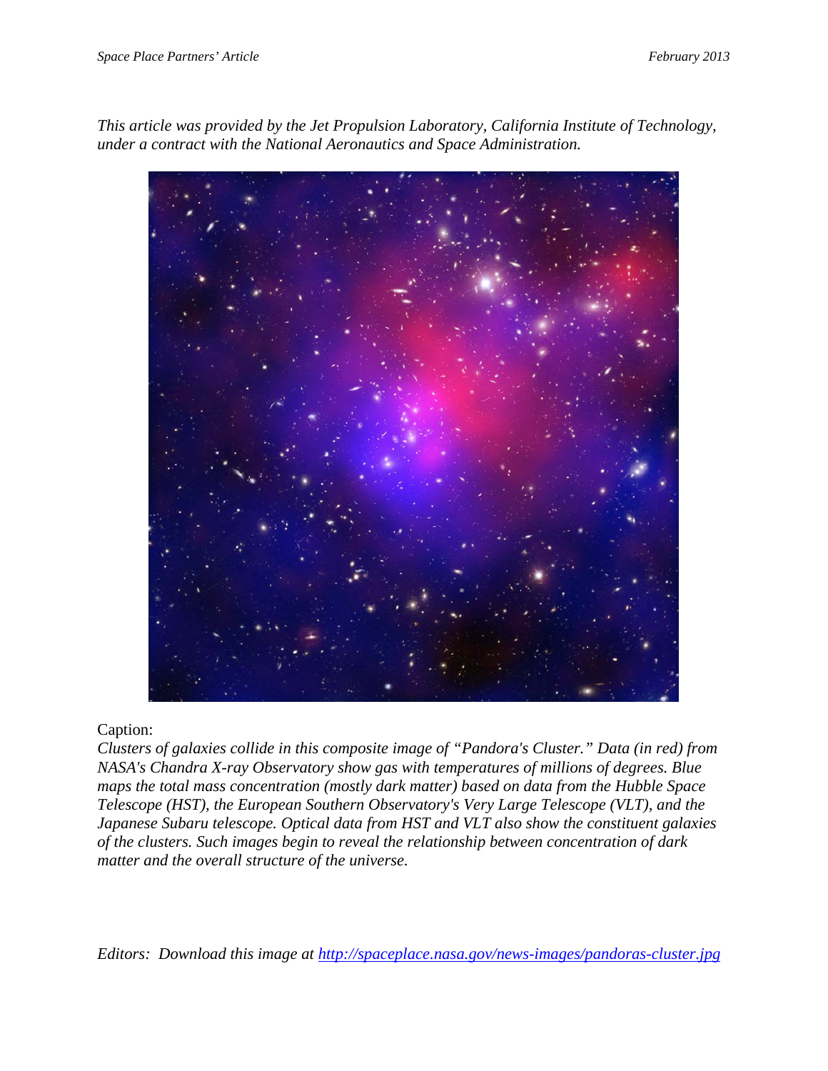*This article was provided by the Jet Propulsion Laboratory, California Institute of Technology, under a contract with the National Aeronautics and Space Administration.*

Caption:

*Clusters of galaxies collide in this composite image of "Pandora's Cluster." Data (in red) from NASA's Chandra X-ray Observatory show gas with temperatures of millions of degrees. Blue maps the total mass concentration (mostly dark matter) based on data from the Hubble Space Telescope (HST), the European Southern Observatory's Very Large Telescope (VLT), and the Japanese Subaru telescope. Optical data from HST and VLT also show the constituent galaxies of the clusters. Such images begin to reveal the relationship between concentration of dark matter and the overall structure of the universe.*

*Editors: Download this image at [http://spaceplace.nasa.gov/news-images/pandoras-cluster.jpg](http://spaceplace.nasa.gov/news-images/pandoras-cluster.jpg)*